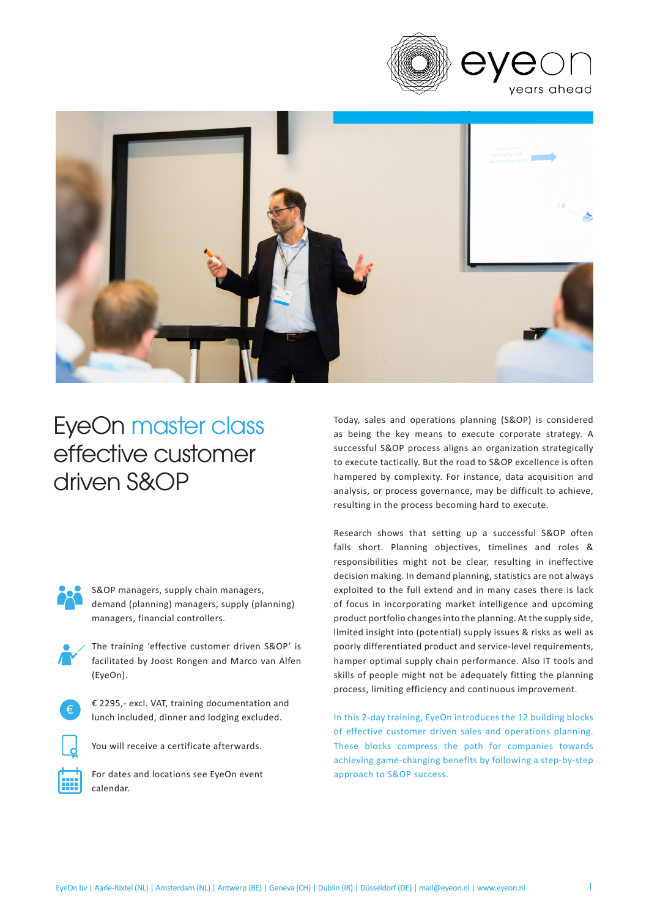# EyeOn master class effective customer driven S&OP

- S&OP managers, supply chain managers, demand (planning) managers, supply (planning) managers, financial controllers.
- The training 'effective customer driven S&OP' is facilitated by Joost Rongen and Marco van Alfen (EyeOn).
- € 2295,- excl. VAT, training documentation and lunch included, dinner and lodging excluded.
- You will receive a certificate afterwards.
- For dates and locations see EyeOn event calendar.

Today, sales and operations planning (S&OP) is considered as being the key means to execute corporate strategy. A successful S&OP process aligns an organization strategically to execute tactically. But the road to S&OP excellence is often hampered by complexity. For instance, data acquisition and analysis, or process governance, may be difficult to achieve, resulting in the process becoming hard to execute.

Research shows that setting up a successful S&OP often falls short. Planning objectives, timelines and roles & responsibilities might not be clear, resulting in ineffective decision making. In demand planning, statistics are not always exploited to the full extend and in many cases there is lack of focus in incorporating market intelligence and upcoming product portfolio changes into the planning. At the supply side, limited insight into (potential) supply issues & risks as well as poorly differentiated product and service-level requirements, hamper optimal supply chain performance. Also IT tools and skills of people might not be adequately fitting the planning process, limiting efficiency and continuous improvement.

In this 2-day training, EyeOn introduces the 12 building blocks of effective customer driven sales and operations planning. These blocks compress the path for companies towards achieving game-changing benefits by following a step-by-step approach to S&OP success.

EyeOn bv | Aarle-Rixtel (NL) | Amsterdam (NL) | Antwerp (BE) | Geneva (CH) | Dublin (IR) | Düsseldorf (DE) | mail@eyeon.nl | www.eyeon.nl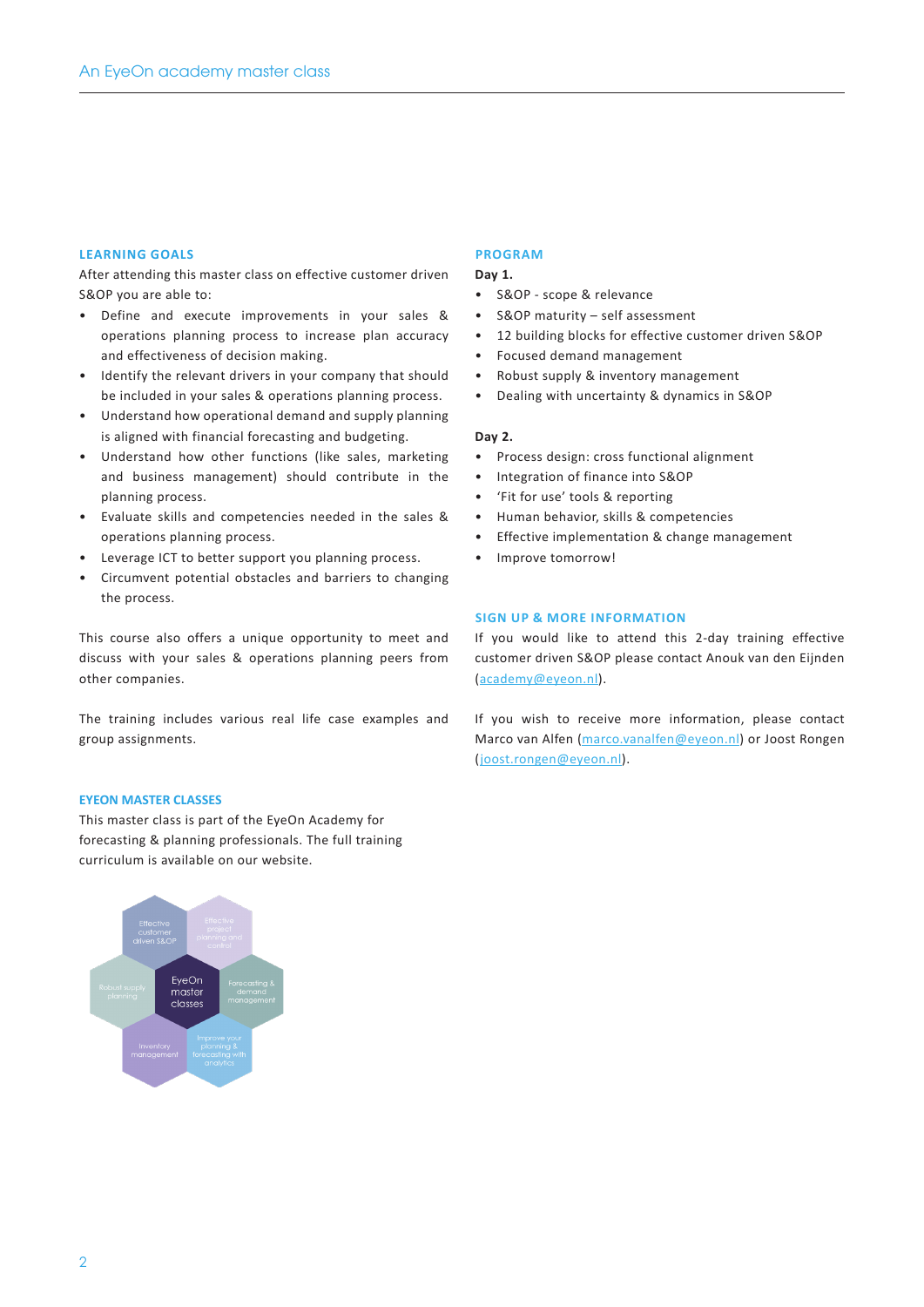## LEARNING GOALS

After attending this master class on effective customer driven S&OP you are able to:

- Define and execute improvements in your sales & operations planning process to increase plan accuracy and effectiveness of decision making.
- Identify the relevant drivers in your company that should be included in your sales & operations planning process.
- Understand how operational demand and supply planning is aligned with financial forecasting and budgeting.
- Understand how other functions (like sales, marketing and business management) should contribute in the planning process.
- Evaluate skills and competencies needed in the sales & operations planning process.
- Leverage ICT to better support you planning process.
- Circumvent potential obstacles and barriers to changing the process.

This course also offers a unique opportunity to meet and discuss with your sales & operations planning peers from other companies.

The training includes various real life case examples and group assignments.

## EYEON MASTER CLASSES

This master class is part of the EyeOn Academy for forecasting & planning professionals. The full training curriculum is available on our website.

Effective customer driven S&OP
Effective project planning and control
Robust supply planning
EyeOn master classes
Forecasting & demand management
Inventory management
Improve your planning & forecasting with analytics

## PROGRAM

**Day 1.**

- S&OP - scope & relevance
- S&OP maturity – self assessment
- 12 building blocks for effective customer driven S&OP
- Focused demand management
- Robust supply & inventory management
- Dealing with uncertainty & dynamics in S&OP

**Day 2.**

- Process design: cross functional alignment
- Integration of finance into S&OP
- 'Fit for use' tools & reporting
- Human behavior, skills & competencies
- Effective implementation & change management
- Improve tomorrow!

## SIGN UP & MORE INFORMATION

If you would like to attend this 2-day training effective customer driven S&OP please contact Anouk van den Eijnden (academy@eyeon.nl).

If you wish to receive more information, please contact Marco van Alfen (marco.vanalfen@eyeon.nl) or Joost Rongen (joost.rongen@eyeon.nl).